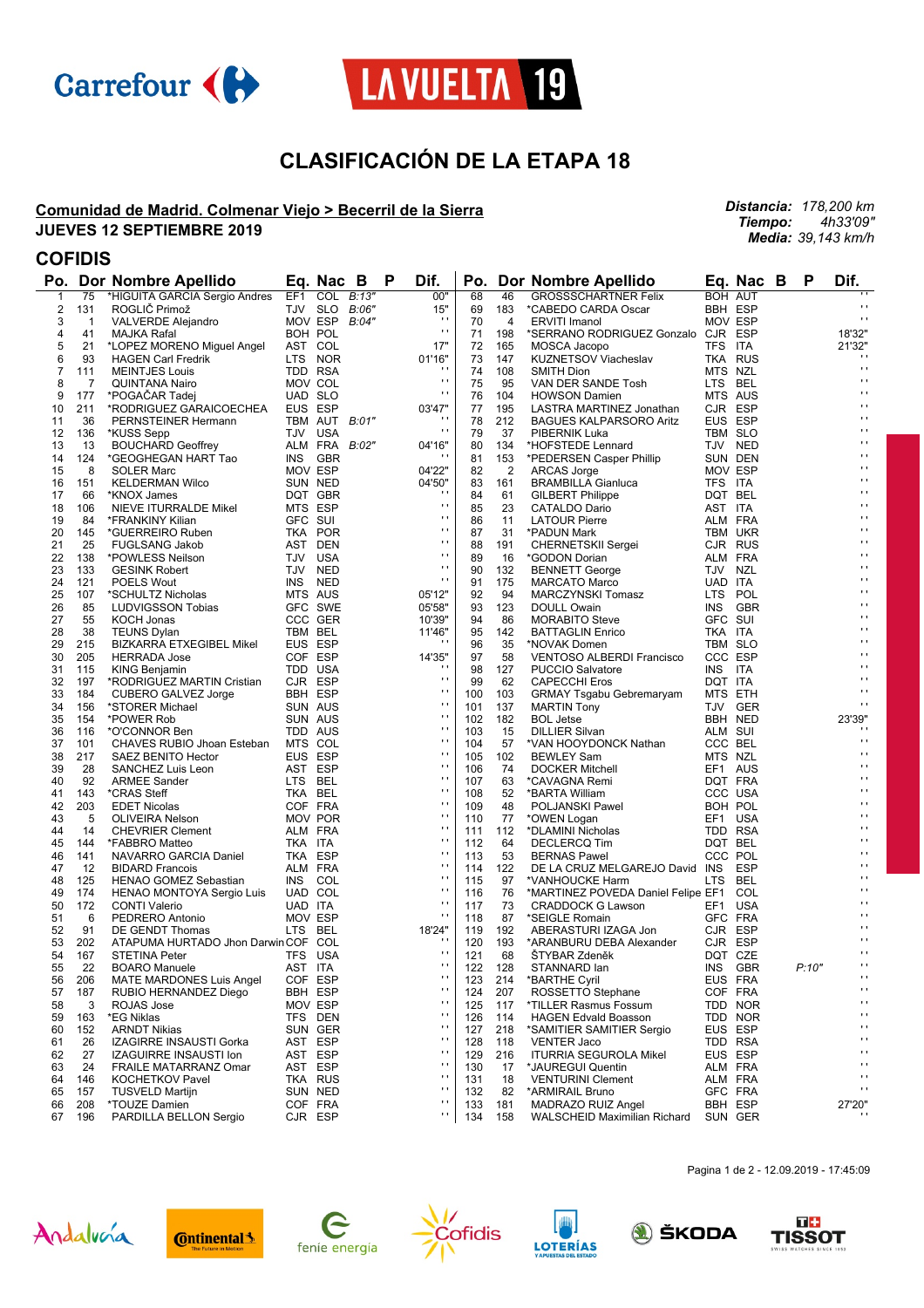# CLASIFICACIÓN DE LA ETAPA 18

**Comunidad de Madrid. Colmenar Viejo > Becerril de la Sierra**
**JUEVES 12 SEPTIEMBRE 2019**

***Distancia:*** *178,200 km*
***Tiempo:*** *4h33'09"*
***Media:*** *39,143 km/h*

## COFIDIS

| Po. | Dor | Nombre Apellido | Eq. | Nac | B | P | Dif. |
|---|---|---|---|---|---|---|---|
| 1 | 75 | *HIGUITA GARCIA Sergio Andres | EF1 | COL | B:13" | | 00" |
| 2 | 131 | ROGLIČ Primož | TJV | SLO | B:06" | | 15" |
| 3 | 1 | VALVERDE Alejandro | MOV | ESP | B:04" | | ' ' |
| 4 | 41 | MAJKA Rafal | BOH | POL | | | ' ' |
| 5 | 21 | *LOPEZ MORENO Miguel Angel | AST | COL | | | 17" |
| 6 | 93 | HAGEN Carl Fredrik | LTS | NOR | | | 01'16" |
| 7 | 111 | MEINTJES Louis | TDD | RSA | | | ' ' |
| 8 | 7 | QUINTANA Nairo | MOV | COL | | | ' ' |
| 9 | 177 | *POGAČAR Tadej | UAD | SLO | | | ' ' |
| 10 | 211 | *RODRIGUEZ GARAICOECHEA | EUS | ESP | | | 03'47" |
| 11 | 36 | PERNSTEINER Hermann | TBM | AUT | B:01" | | ' ' |
| 12 | 136 | *KUSS Sepp | TJV | USA | | | ' ' |
| 13 | 13 | BOUCHARD Geoffrey | ALM | FRA | B:02" | | 04'16" |
| 14 | 124 | *GEOGHEGAN HART Tao | INS | GBR | | | ' ' |
| 15 | 8 | SOLER Marc | MOV | ESP | | | 04'22" |
| 16 | 151 | KELDERMAN Wilco | SUN | NED | | | 04'50" |
| 17 | 66 | *KNOX James | DQT | GBR | | | ' ' |
| 18 | 106 | NIEVE ITURRALDE Mikel | MTS | ESP | | | ' ' |
| 19 | 84 | *FRANKINY Kilian | GFC | SUI | | | ' ' |
| 20 | 145 | *GUERREIRO Ruben | TKA | POR | | | ' ' |
| 21 | 25 | FUGLSANG Jakob | AST | DEN | | | ' ' |
| 22 | 138 | *POWLESS Neilson | TJV | USA | | | ' ' |
| 23 | 133 | GESINK Robert | TJV | NED | | | ' ' |
| 24 | 121 | POELS Wout | INS | NED | | | ' ' |
| 25 | 107 | *SCHULTZ Nicholas | MTS | AUS | | | 05'12" |
| 26 | 85 | LUDVIGSSON Tobias | GFC | SWE | | | 05'58" |
| 27 | 55 | KOCH Jonas | CCC | GER | | | 10'39" |
| 28 | 38 | TEUNS Dylan | TBM | BEL | | | 11'46" |
| 29 | 215 | BIZKARRA ETXEGIBEL Mikel | EUS | ESP | | | ' ' |
| 30 | 205 | HERRADA Jose | COF | ESP | | | 14'35" |
| 31 | 115 | KING Benjamin | TDD | USA | | | ' ' |
| 32 | 197 | *RODRIGUEZ MARTIN Cristian | CJR | ESP | | | ' ' |
| 33 | 184 | CUBERO GALVEZ Jorge | BBH | ESP | | | ' ' |
| 34 | 156 | *STORER Michael | SUN | AUS | | | ' ' |
| 35 | 154 | *POWER Rob | SUN | AUS | | | ' ' |
| 36 | 116 | *O'CONNOR Ben | TDD | AUS | | | ' ' |
| 37 | 101 | CHAVES RUBIO Jhoan Esteban | MTS | COL | | | ' ' |
| 38 | 217 | SAEZ BENITO Hector | EUS | ESP | | | ' ' |
| 39 | 28 | SANCHEZ Luis Leon | AST | ESP | | | ' ' |
| 40 | 92 | ARMEE Sander | LTS | BEL | | | ' ' |
| 41 | 143 | *CRAS Steff | TKA | BEL | | | ' ' |
| 42 | 203 | EDET Nicolas | COF | FRA | | | ' ' |
| 43 | 5 | OLIVEIRA Nelson | MOV | POR | | | ' ' |
| 44 | 14 | CHEVRIER Clement | ALM | FRA | | | ' ' |
| 45 | 144 | *FABBRO Matteo | TKA | ITA | | | ' ' |
| 46 | 141 | NAVARRO GARCIA Daniel | TKA | ESP | | | ' ' |
| 47 | 12 | BIDARD Francois | ALM | FRA | | | ' ' |
| 48 | 125 | HENAO GOMEZ Sebastian | INS | COL | | | ' ' |
| 49 | 174 | HENAO MONTOYA Sergio Luis | UAD | COL | | | ' ' |
| 50 | 172 | CONTI Valerio | UAD | ITA | | | ' ' |
| 51 | 6 | PEDRERO Antonio | MOV | ESP | | | ' ' |
| 52 | 91 | DE GENDT Thomas | LTS | BEL | | | 18'24" |
| 53 | 202 | ATAPUMA HURTADO Jhon Darwin | COF | COL | | | ' ' |
| 54 | 167 | STETINA Peter | TFS | USA | | | ' ' |
| 55 | 22 | BOARO Manuele | AST | ITA | | | ' ' |
| 56 | 206 | MATE MARDONES Luis Angel | COF | ESP | | | ' ' |
| 57 | 187 | RUBIO HERNANDEZ Diego | BBH | ESP | | | ' ' |
| 58 | 3 | ROJAS Jose | MOV | ESP | | | ' ' |
| 59 | 163 | *EG Niklas | TFS | DEN | | | ' ' |
| 60 | 152 | ARNDT Nikias | SUN | GER | | | ' ' |
| 61 | 26 | IZAGIRRE INSAUSTI Gorka | AST | ESP | | | ' ' |
| 62 | 27 | IZAGUIRRE INSAUSTI Ion | AST | ESP | | | ' ' |
| 63 | 24 | FRAILE MATARRANZ Omar | AST | ESP | | | ' ' |
| 64 | 146 | KOCHETKOV Pavel | TKA | RUS | | | ' ' |
| 65 | 157 | TUSVELD Martijn | SUN | NED | | | ' ' |
| 66 | 208 | *TOUZE Damien | COF | FRA | | | ' ' |
| 67 | 196 | PARDILLA BELLON Sergio | CJR | ESP | | | ' ' |
| 68 | 46 | GROSSSCHARTNER Felix | BOH | AUT | | | ' ' |
| 69 | 183 | *CABEDO CARDA Oscar | BBH | ESP | | | ' ' |
| 70 | 4 | ERVITI Imanol | MOV | ESP | | | ' ' |
| 71 | 198 | *SERRANO RODRIGUEZ Gonzalo | CJR | ESP | | | 18'32" |
| 72 | 165 | MOSCA Jacopo | TFS | ITA | | | 21'32" |
| 73 | 147 | KUZNETSOV Viacheslav | TKA | RUS | | | ' ' |
| 74 | 108 | SMITH Dion | MTS | NZL | | | ' ' |
| 75 | 95 | VAN DER SANDE Tosh | LTS | BEL | | | ' ' |
| 76 | 104 | HOWSON Damien | MTS | AUS | | | ' ' |
| 77 | 195 | LASTRA MARTINEZ Jonathan | CJR | ESP | | | ' ' |
| 78 | 212 | BAGUES KALPARSORO Aritz | EUS | ESP | | | ' ' |
| 79 | 37 | PIBERNIK Luka | TBM | SLO | | | ' ' |
| 80 | 134 | *HOFSTEDE Lennard | TJV | NED | | | ' ' |
| 81 | 153 | *PEDERSEN Casper Phillip | SUN | DEN | | | ' ' |
| 82 | 2 | ARCAS Jorge | MOV | ESP | | | ' ' |
| 83 | 161 | BRAMBILLA Gianluca | TFS | ITA | | | ' ' |
| 84 | 61 | GILBERT Philippe | DQT | BEL | | | ' ' |
| 85 | 23 | CATALDO Dario | AST | ITA | | | ' ' |
| 86 | 11 | LATOUR Pierre | ALM | FRA | | | ' ' |
| 87 | 31 | *PADUN Mark | TBM | UKR | | | ' ' |
| 88 | 191 | CHERNETSKII Sergei | CJR | RUS | | | ' ' |
| 89 | 16 | *GODON Dorian | ALM | FRA | | | ' ' |
| 90 | 132 | BENNETT George | TJV | NZL | | | ' ' |
| 91 | 175 | MARCATO Marco | UAD | ITA | | | ' ' |
| 92 | 94 | MARCZYNSKI Tomasz | LTS | POL | | | ' ' |
| 93 | 123 | DOULL Owain | INS | GBR | | | ' ' |
| 94 | 86 | MORABITO Steve | GFC | SUI | | | ' ' |
| 95 | 142 | BATTAGLIN Enrico | TKA | ITA | | | ' ' |
| 96 | 35 | *NOVAK Domen | TBM | SLO | | | ' ' |
| 97 | 58 | VENTOSO ALBERDI Francisco | CCC | ESP | | | ' ' |
| 98 | 127 | PUCCIO Salvatore | INS | ITA | | | ' ' |
| 99 | 62 | CAPECCHI Eros | DQT | ITA | | | ' ' |
| 100 | 103 | GRMAY Tsgabu Gebremaryam | MTS | ETH | | | ' ' |
| 101 | 137 | MARTIN Tony | TJV | GER | | | ' ' |
| 102 | 182 | BOL Jetse | BBH | NED | | | 23'39" |
| 103 | 15 | DILLIER Silvan | ALM | SUI | | | ' ' |
| 104 | 57 | *VAN HOOYDONCK Nathan | CCC | BEL | | | ' ' |
| 105 | 102 | BEWLEY Sam | MTS | NZL | | | ' ' |
| 106 | 74 | DOCKER Mitchell | EF1 | AUS | | | ' ' |
| 107 | 63 | *CAVAGNA Remi | DQT | FRA | | | ' ' |
| 108 | 52 | *BARTA William | CCC | USA | | | ' ' |
| 109 | 48 | POLJANSKI Pawel | BOH | POL | | | ' ' |
| 110 | 77 | *OWEN Logan | EF1 | USA | | | ' ' |
| 111 | 112 | *DLAMINI Nicholas | TDD | RSA | | | ' ' |
| 112 | 64 | DECLERCQ Tim | DQT | BEL | | | ' ' |
| 113 | 53 | BERNAS Pawel | CCC | POL | | | ' ' |
| 114 | 122 | DE LA CRUZ MELGAREJO David | INS | ESP | | | ' ' |
| 115 | 97 | *VANHOUCKE Harm | LTS | BEL | | | ' ' |
| 116 | 76 | *MARTINEZ POVEDA Daniel Felipe | EF1 | COL | | | ' ' |
| 117 | 73 | CRADDOCK G Lawson | EF1 | USA | | | ' ' |
| 118 | 87 | *SEIGLE Romain | GFC | FRA | | | ' ' |
| 119 | 192 | ABERASTURI IZAGA Jon | CJR | ESP | | | ' ' |
| 120 | 193 | *ARANBURU DEBA Alexander | CJR | ESP | | | ' ' |
| 121 | 68 | ŠTYBAR Zdeněk | DQT | CZE | | | ' ' |
| 122 | 128 | STANNARD Ian | INS | GBR | | P:10" | ' ' |
| 123 | 214 | *BARTHE Cyril | EUS | FRA | | | ' ' |
| 124 | 207 | ROSSETTO Stephane | COF | FRA | | | ' ' |
| 125 | 117 | *TILLER Rasmus Fossum | TDD | NOR | | | ' ' |
| 126 | 114 | HAGEN Edvald Boasson | TDD | NOR | | | ' ' |
| 127 | 218 | *SAMITIER SAMITIER Sergio | EUS | ESP | | | ' ' |
| 128 | 118 | VENTER Jaco | TDD | RSA | | | ' ' |
| 129 | 216 | ITURRIA SEGUROLA Mikel | EUS | ESP | | | ' ' |
| 130 | 17 | *JAUREGUI Quentin | ALM | FRA | | | ' ' |
| 131 | 18 | VENTURINI Clement | ALM | FRA | | | ' ' |
| 132 | 82 | *ARMIRAIL Bruno | GFC | FRA | | | ' ' |
| 133 | 181 | MADRAZO RUIZ Angel | BBH | ESP | | | 27'20" |
| 134 | 158 | WALSCHEID Maximilian Richard | SUN | GER | | | ' ' |

Pagina 1 de 2 - 12.09.2019 - 17:45:09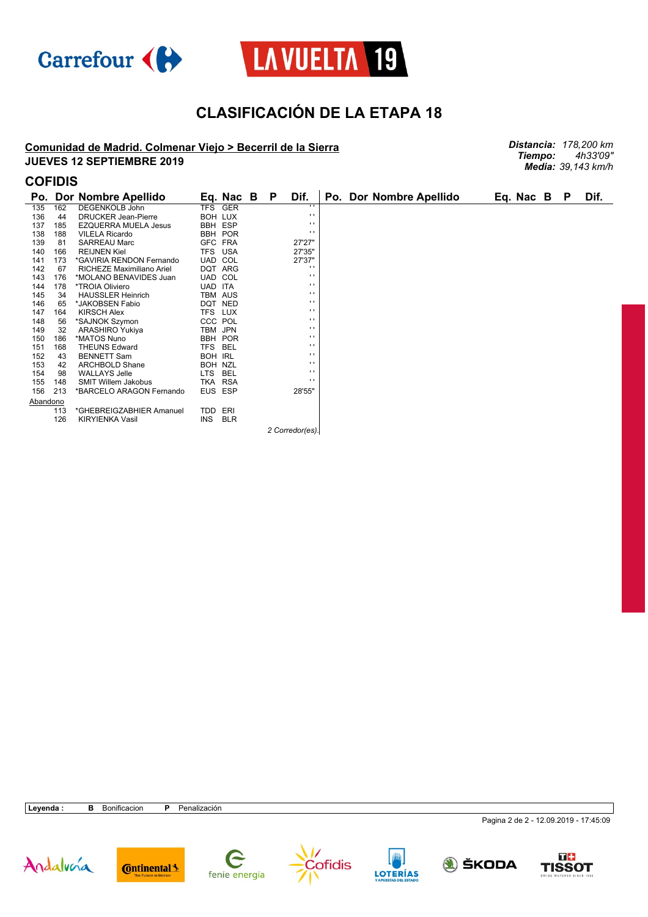# CLASIFICACIÓN DE LA ETAPA 18

**Comunidad de Madrid. Colmenar Viejo > Becerril de la Sierra**
**JUEVES 12 SEPTIEMBRE 2019**

***Distancia:*** *178,200 km*
***Tiempo:*** *4h33'09"*
***Media:*** *39,143 km/h*

## COFIDIS

| Po. | Dor | Nombre Apellido | Eq. | Nac | B | P | Dif. |
|---|---|---|---|---|---|---|---|
| 135 | 162 | DEGENKOLB John | TFS | GER | | | ' ' |
| 136 | 44 | DRUCKER Jean-Pierre | BOH | LUX | | | ' ' |
| 137 | 185 | EZQUERRA MUELA Jesus | BBH | ESP | | | ' ' |
| 138 | 188 | VILELA Ricardo | BBH | POR | | | ' ' |
| 139 | 81 | SARREAU Marc | GFC | FRA | | | 27'27" |
| 140 | 166 | REIJNEN Kiel | TFS | USA | | | 27'35" |
| 141 | 173 | *GAVIRIA RENDON Fernando | UAD | COL | | | 27'37" |
| 142 | 67 | RICHEZE Maximiliano Ariel | DQT | ARG | | | ' ' |
| 143 | 176 | *MOLANO BENAVIDES Juan | UAD | COL | | | ' ' |
| 144 | 178 | *TROIA Oliviero | UAD | ITA | | | ' ' |
| 145 | 34 | HAUSSLER Heinrich | TBM | AUS | | | ' ' |
| 146 | 65 | *JAKOBSEN Fabio | DQT | NED | | | ' ' |
| 147 | 164 | KIRSCH Alex | TFS | LUX | | | ' ' |
| 148 | 56 | *SAJNOK Szymon | CCC | POL | | | ' ' |
| 149 | 32 | ARASHIRO Yukiya | TBM | JPN | | | ' ' |
| 150 | 186 | *MATOS Nuno | BBH | POR | | | ' ' |
| 151 | 168 | THEUNS Edward | TFS | BEL | | | ' ' |
| 152 | 43 | BENNETT Sam | BOH | IRL | | | ' ' |
| 153 | 42 | ARCHBOLD Shane | BOH | NZL | | | ' ' |
| 154 | 98 | WALLAYS Jelle | LTS | BEL | | | ' ' |
| 155 | 148 | SMIT Willem Jakobus | TKA | RSA | | | ' ' |
| 156 | 213 | *BARCELO ARAGON Fernando | EUS | ESP | | | 28'55" |

Abandono

| Po. | Dor | Nombre Apellido | Eq. | Nac |
|---|---|---|---|---|
| | 113 | *GHEBREIGZABHIER Amanuel | TDD | ERI |
| | 126 | KIRYIENKA Vasil | INS | BLR |

*2 Corredor(es).*

**Leyenda :** **B** Bonificacion **P** Penalización

Pagina 2 de 2 - 12.09.2019 - 17:45:09